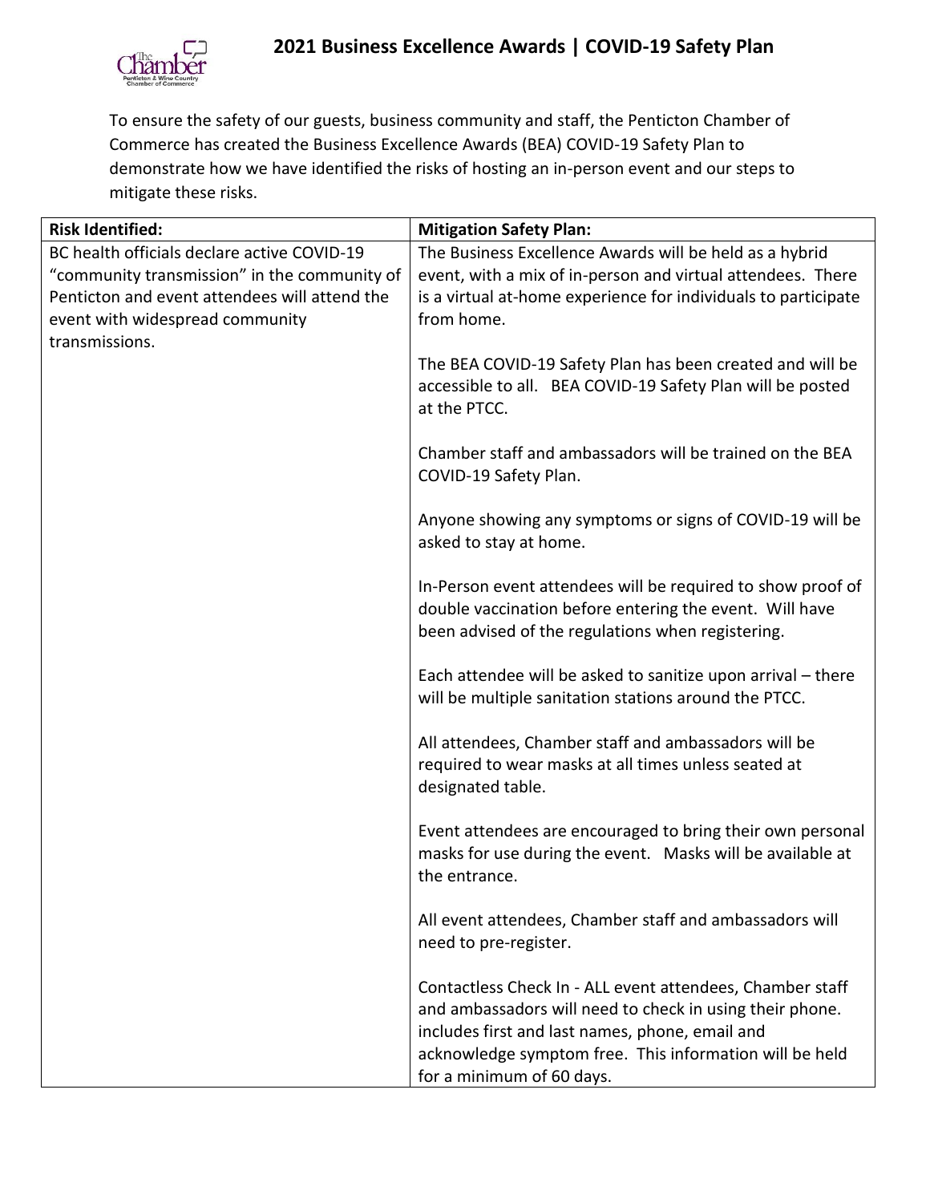# 2021 Business Excellence Awards | COVID-19 Safety Plan

To ensure the safety of our guests, business community and staff, the Penticton Chamber of Commerce has created the Business Excellence Awards (BEA) COVID-19 Safety Plan to demonstrate how we have identified the risks of hosting an in-person event and our steps to mitigate these risks.

| Risk Identified: | Mitigation Safety Plan: |
|---|---|
| BC health officials declare active COVID-19 "community transmission" in the community of Penticton and event attendees will attend the event with widespread community transmissions. | The Business Excellence Awards will be held as a hybrid event, with a mix of in-person and virtual attendees. There is a virtual at-home experience for individuals to participate from home.<br><br>The BEA COVID-19 Safety Plan has been created and will be accessible to all. BEA COVID-19 Safety Plan will be posted at the PTCC.<br><br>Chamber staff and ambassadors will be trained on the BEA COVID-19 Safety Plan.<br><br>Anyone showing any symptoms or signs of COVID-19 will be asked to stay at home.<br><br>In-Person event attendees will be required to show proof of double vaccination before entering the event. Will have been advised of the regulations when registering.<br><br>Each attendee will be asked to sanitize upon arrival – there will be multiple sanitation stations around the PTCC.<br><br>All attendees, Chamber staff and ambassadors will be required to wear masks at all times unless seated at designated table.<br><br>Event attendees are encouraged to bring their own personal masks for use during the event. Masks will be available at the entrance.<br><br>All event attendees, Chamber staff and ambassadors will need to pre-register.<br><br>Contactless Check In - ALL event attendees, Chamber staff and ambassadors will need to check in using their phone. includes first and last names, phone, email and acknowledge symptom free. This information will be held for a minimum of 60 days. |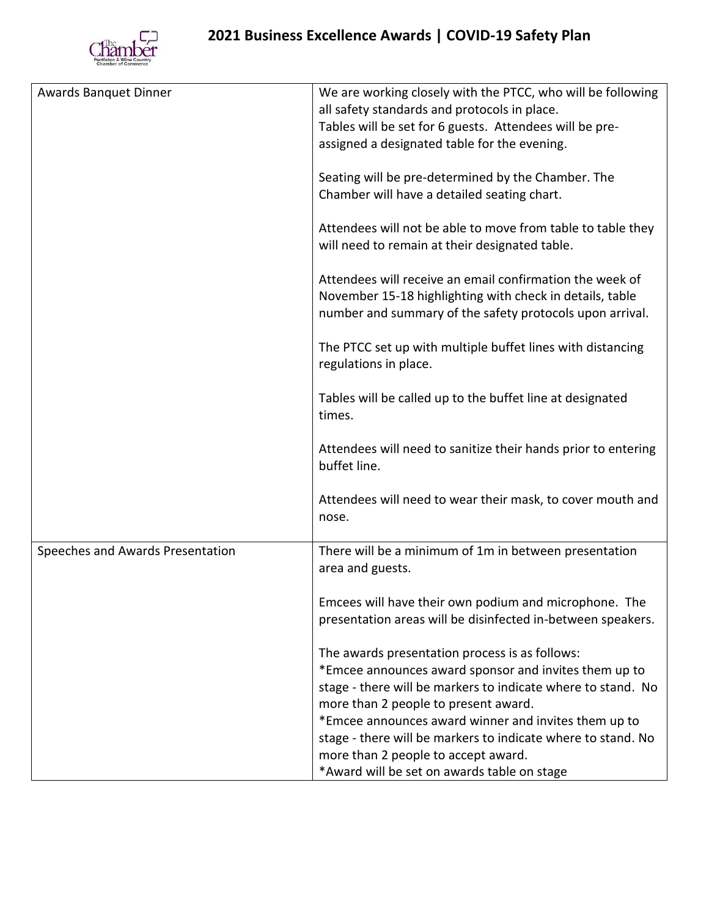# 2021 Business Excellence Awards | COVID-19 Safety Plan

| | |
|---|---|
| Awards Banquet Dinner | We are working closely with the PTCC, who will be following all safety standards and protocols in place.<br>Tables will be set for 6 guests. Attendees will be pre-assigned a designated table for the evening.<br><br>Seating will be pre-determined by the Chamber. The Chamber will have a detailed seating chart.<br><br>Attendees will not be able to move from table to table they will need to remain at their designated table.<br><br>Attendees will receive an email confirmation the week of November 15-18 highlighting with check in details, table number and summary of the safety protocols upon arrival.<br><br>The PTCC set up with multiple buffet lines with distancing regulations in place.<br><br>Tables will be called up to the buffet line at designated times.<br><br>Attendees will need to sanitize their hands prior to entering buffet line.<br><br>Attendees will need to wear their mask, to cover mouth and nose. |
| Speeches and Awards Presentation | There will be a minimum of 1m in between presentation area and guests.<br><br>Emcees will have their own podium and microphone. The presentation areas will be disinfected in-between speakers.<br><br>The awards presentation process is as follows:<br>*Emcee announces award sponsor and invites them up to stage - there will be markers to indicate where to stand. No more than 2 people to present award.<br>*Emcee announces award winner and invites them up to stage - there will be markers to indicate where to stand. No more than 2 people to accept award.<br>*Award will be set on awards table on stage |